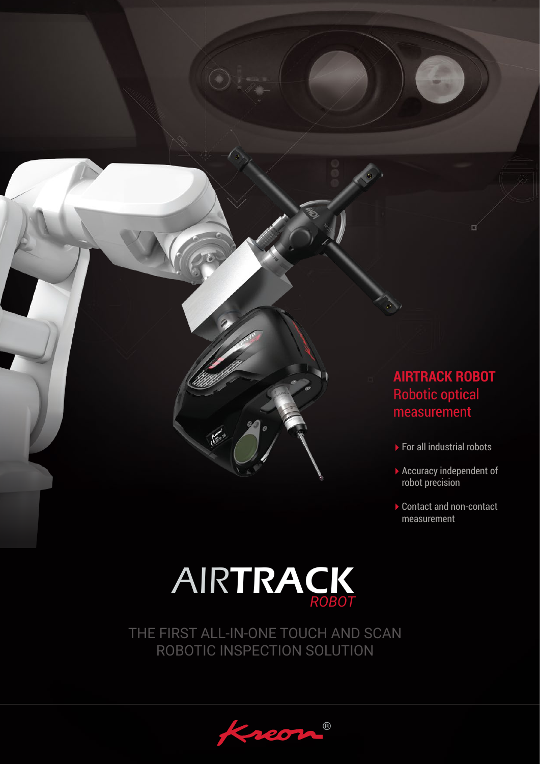## AIRTRACK ROBOT
Robotic optical measurement

- For all industrial robots
- Accuracy independent of robot precision
- Contact and non-contact measurement

# AIRTRACK *ROBOT*

THE FIRST ALL-IN-ONE TOUCH AND SCAN ROBOTIC INSPECTION SOLUTION

Kreon®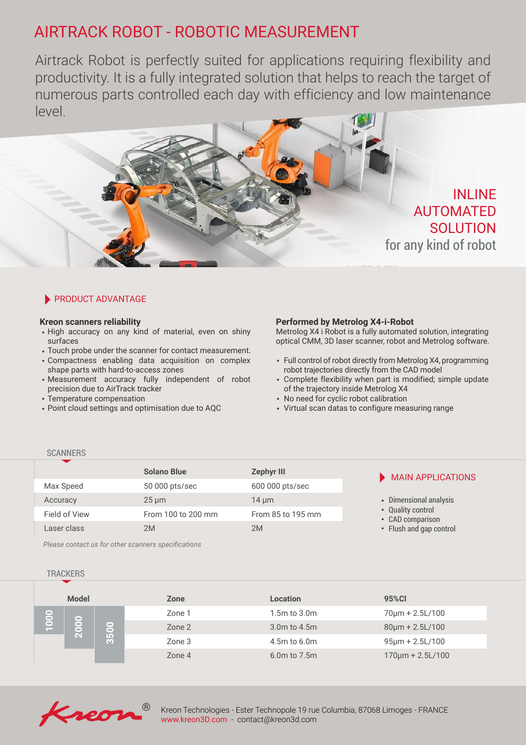# AIRTRACK ROBOT - ROBOTIC MEASUREMENT

Airtrack Robot is perfectly suited for applications requiring flexibility and productivity. It is a fully integrated solution that helps to reach the target of numerous parts controlled each day with efficiency and low maintenance level.

INLINE AUTOMATED SOLUTION
for any kind of robot

## PRODUCT ADVANTAGE

**Kreon scanners reliability**

- High accuracy on any kind of material, even on shiny surfaces
- Touch probe under the scanner for contact measurement.
- Compactness enabling data acquisition on complex shape parts with hard-to-access zones
- Measurement accuracy fully independent of robot precision due to AirTrack tracker
- Temperature compensation
- Point cloud settings and optimisation due to AQC

**Performed by Metrolog X4-i-Robot**

Metrolog X4 i Robot is a fully automated solution, integrating optical CMM, 3D laser scanner, robot and Metrolog software.

- Full control of robot directly from Metrolog X4, programming robot trajectories directly from the CAD model
- Complete flexibility when part is modified; simple update of the trajectory inside Metrolog X4
- No need for cyclic robot calibration
- Virtual scan datas to configure measuring range

### SCANNERS

| | Solano Blue | Zephyr III |
|---|---|---|
| Max Speed | 50 000 pts/sec | 600 000 pts/sec |
| Accuracy | 25 µm | 14 µm |
| Field of View | From 100 to 200 mm | From 85 to 195 mm |
| Laser class | 2M | 2M |

*Please contact us for other scanners specifications*

## MAIN APPLICATIONS

- Dimensional analysis
- Quality control
- CAD comparison
- Flush and gap control

### TRACKERS

| Model | | | Zone | Location | 95%CI |
|---|---|---|---|---|---|
| 1000 | 2000 | 3500 | Zone 1 | 1.5m to 3.0m | 70µm + 2.5L/100 |
| | 2000 | 3500 | Zone 2 | 3.0m to 4.5m | 80µm + 2.5L/100 |
| | | 3500 | Zone 3 | 4.5m to 6.0m | 95µm + 2.5L/100 |
| | | 3500 | Zone 4 | 6.0m to 7.5m | 170µm + 2.5L/100 |

Kreon®

Kreon Technologies - Ester Technopole 19 rue Columbia, 87068 Limoges - FRANCE
www.kreon3D.com - contact@kreon3d.com